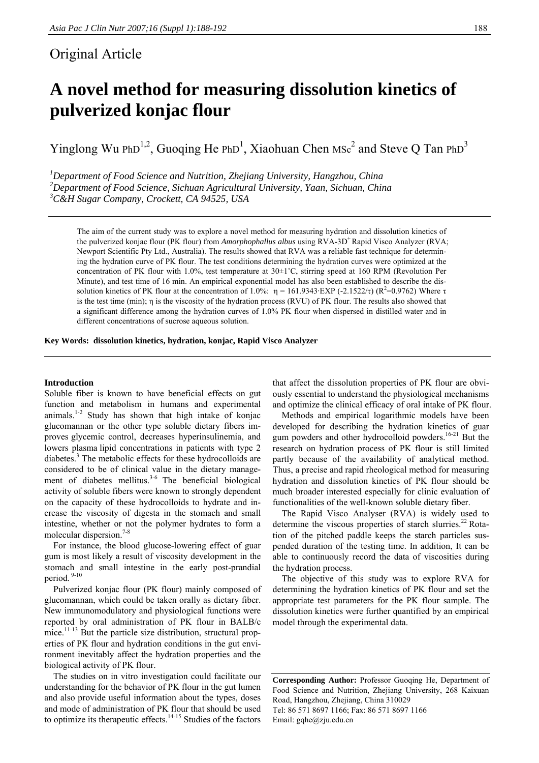Original Article

# A novel method for measuring dissolution kinetics of pulverized konjac flour

Yinglong Wu PhD[1,2], Guoqing He PhD[1], Xiaohuan Chen MSc[2] and Steve Q Tan PhD[3]

*[1]Department of Food Science and Nutrition, Zhejiang University, Hangzhou, China*
*[2]Department of Food Science, Sichuan Agricultural University, Yaan, Sichuan, China*
*[3]C&H Sugar Company, Crockett, CA 94525, USA*

The aim of the current study was to explore a novel method for measuring hydration and dissolution kinetics of the pulverized konjac flour (PK flour) from *Amorphophallus albus* using RVA-3D[+] Rapid Visco Analyzer (RVA; Newport Scientific Pty Ltd., Australia). The results showed that RVA was a reliable fast technique for determining the hydration curve of PK flour. The test conditions determining the hydration curves were optimized at the concentration of PK flour with 1.0%, test temperature at 30±1°C, stirring speed at 160 RPM (Revolution Per Minute), and test time of 16 min. An empirical exponential model has also been established to describe the dissolution kinetics of PK flour at the concentration of 1.0%: $\eta = 161.9343 \cdot EXP(-2.1522/\tau)$ ($R^2$=0.9762) Where $\tau$ is the test time (min); $\eta$ is the viscosity of the hydration process (RVU) of PK flour. The results also showed that a significant difference among the hydration curves of 1.0% PK flour when dispersed in distilled water and in different concentrations of sucrose aqueous solution.

**Key Words: dissolution kinetics, hydration, konjac, Rapid Visco Analyzer**

## Introduction

Soluble fiber is known to have beneficial effects on gut function and metabolism in humans and experimental animals.[1-2] Study has shown that high intake of konjac glucomannan or the other type soluble dietary fibers improves glycemic control, decreases hyperinsulinemia, and lowers plasma lipid concentrations in patients with type 2 diabetes.[3] The metabolic effects for these hydrocolloids are considered to be of clinical value in the dietary management of diabetes mellitus.[3-6] The beneficial biological activity of soluble fibers were known to strongly dependent on the capacity of these hydrocolloids to hydrate and increase the viscosity of digesta in the stomach and small intestine, whether or not the polymer hydrates to form a molecular dispersion.[7-8]

For instance, the blood glucose-lowering effect of guar gum is most likely a result of viscosity development in the stomach and small intestine in the early post-prandial period.[9-10]

Pulverized konjac flour (PK flour) mainly composed of glucomannan, which could be taken orally as dietary fiber. New immunomodulatory and physiological functions were reported by oral administration of PK flour in BALB/c mice.[11-13] But the particle size distribution, structural properties of PK flour and hydration conditions in the gut environment inevitably affect the hydration properties and the biological activity of PK flour.

The studies on in vitro investigation could facilitate our understanding for the behavior of PK flour in the gut lumen and also provide useful information about the types, doses and mode of administration of PK flour that should be used to optimize its therapeutic effects.[14-15] Studies of the factors that affect the dissolution properties of PK flour are obviously essential to understand the physiological mechanisms and optimize the clinical efficacy of oral intake of PK flour.

Methods and empirical logarithmic models have been developed for describing the hydration kinetics of guar gum powders and other hydrocolloid powders.[16-21] But the research on hydration process of PK flour is still limited partly because of the availability of analytical method. Thus, a precise and rapid rheological method for measuring hydration and dissolution kinetics of PK flour should be much broader interested especially for clinic evaluation of functionalities of the well-known soluble dietary fiber.

The Rapid Visco Analyser (RVA) is widely used to determine the viscous properties of starch slurries.[22] Rotation of the pitched paddle keeps the starch particles suspended duration of the testing time. In addition, It can be able to continuously record the data of viscosities during the hydration process.

The objective of this study was to explore RVA for determining the hydration kinetics of PK flour and set the appropriate test parameters for the PK flour sample. The dissolution kinetics were further quantified by an empirical model through the experimental data.

**Corresponding Author:** Professor Guoqing He, Department of Food Science and Nutrition, Zhejiang University, 268 Kaixuan Road, Hangzhou, Zhejiang, China 310029
Tel: 86 571 8697 1166; Fax: 86 571 8697 1166
Email: gqhe@zju.edu.cn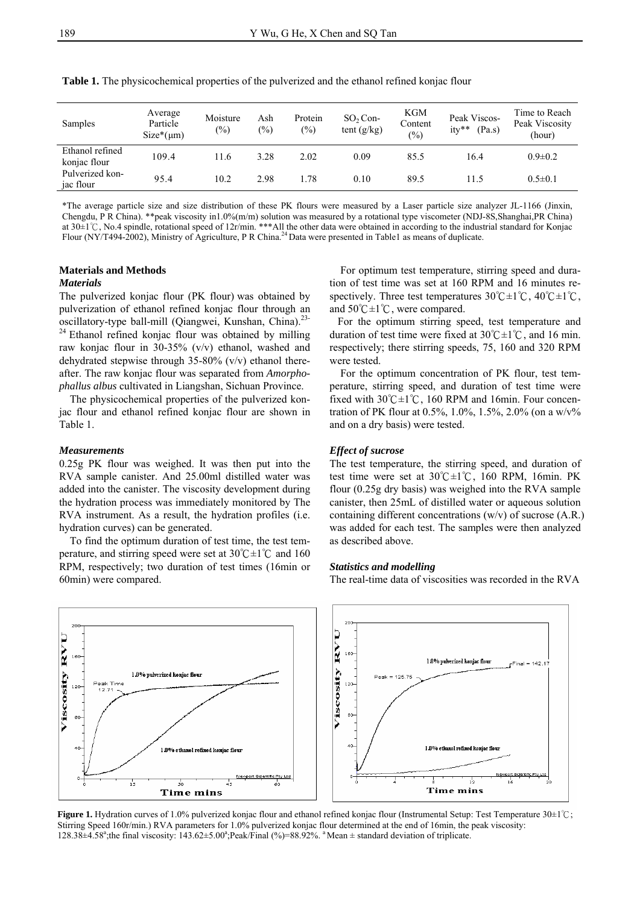**Table 1.** The physicochemical properties of the pulverized and the ethanol refined konjac flour

| Samples | Average Particle Size*(μm) | Moisture (%) | Ash (%) | Protein (%) | $SO_2$ Content (g/kg) | KGM Content (%) | Peak Viscosity** (Pa.s) | Time to Reach Peak Viscosity (hour) |
|---|---|---|---|---|---|---|---|---|
| Ethanol refined konjac flour | 109.4 | 11.6 | 3.28 | 2.02 | 0.09 | 85.5 | 16.4 | 0.9±0.2 |
| Pulverized konjac flour | 95.4 | 10.2 | 2.98 | 1.78 | 0.10 | 89.5 | 11.5 | 0.5±0.1 |

*The average particle size and size distribution of these PK flours were measured by a Laser particle size analyzer JL-1166 (Jinxin, Chengdu, P R China). **peak viscosity in1.0%(m/m) solution was measured by a rotational type viscometer (NDJ-8S,Shanghai,PR China) at 30±1℃, No.4 spindle, rotational speed of 12r/min. ***All the other data were obtained in according to the industrial standard for Konjac Flour (NY/T494-2002), Ministry of Agriculture, P R China.[24] Data were presented in Table1 as means of duplicate.

## Materials and Methods

### Materials

The pulverized konjac flour (PK flour) was obtained by pulverization of ethanol refined konjac flour through an oscillatory-type ball-mill (Qiangwei, Kunshan, China).[23-24] Ethanol refined konjac flour was obtained by milling raw konjac flour in 30-35% (v/v) ethanol, washed and dehydrated stepwise through 35-80% (v/v) ethanol thereafter. The raw konjac flour was separated from *Amorphophallus albus* cultivated in Liangshan, Sichuan Province.

The physicochemical properties of the pulverized konjac flour and ethanol refined konjac flour are shown in Table 1.

### Measurements

0.25g PK flour was weighed. It was then put into the RVA sample canister. And 25.00ml distilled water was added into the canister. The viscosity development during the hydration process was immediately monitored by The RVA instrument. As a result, the hydration profiles (i.e. hydration curves) can be generated.

To find the optimum duration of test time, the test temperature, and stirring speed were set at 30℃±1℃ and 160 RPM, respectively; two duration of test times (16min or 60min) were compared.

For optimum test temperature, stirring speed and duration of test time was set at 160 RPM and 16 minutes respectively. Three test temperatures 30℃±1℃, 40℃±1℃, and 50℃±1℃, were compared.

For the optimum stirring speed, test temperature and duration of test time were fixed at 30℃±1℃, and 16 min. respectively; there stirring speeds, 75, 160 and 320 RPM were tested.

For the optimum concentration of PK flour, test temperature, stirring speed, and duration of test time were fixed with 30℃±1℃, 160 RPM and 16min. Four concentration of PK flour at 0.5%, 1.0%, 1.5%, 2.0% (on a w/v% and on a dry basis) were tested.

### Effect of sucrose

The test temperature, the stirring speed, and duration of test time were set at 30℃±1℃, 160 RPM, 16min. PK flour (0.25g dry basis) was weighed into the RVA sample canister, then 25mL of distilled water or aqueous solution containing different concentrations (w/v) of sucrose (A.R.) was added for each test. The samples were then analyzed as described above.

### Statistics and modelling

The real-time data of viscosities was recorded in the RVA

**Figure 1.** Hydration curves of 1.0% pulverized konjac flour and ethanol refined konjac flour (Instrumental Setup: Test Temperature 30±1℃; Stirring Speed 160r/min.) RVA parameters for 1.0% pulverized konjac flour determined at the end of 16min, the peak viscosity: 128.38±4.58[a];the final viscosity: 143.62±5.00[a];Peak/Final (%)=88.92%. [a] Mean ± standard deviation of triplicate.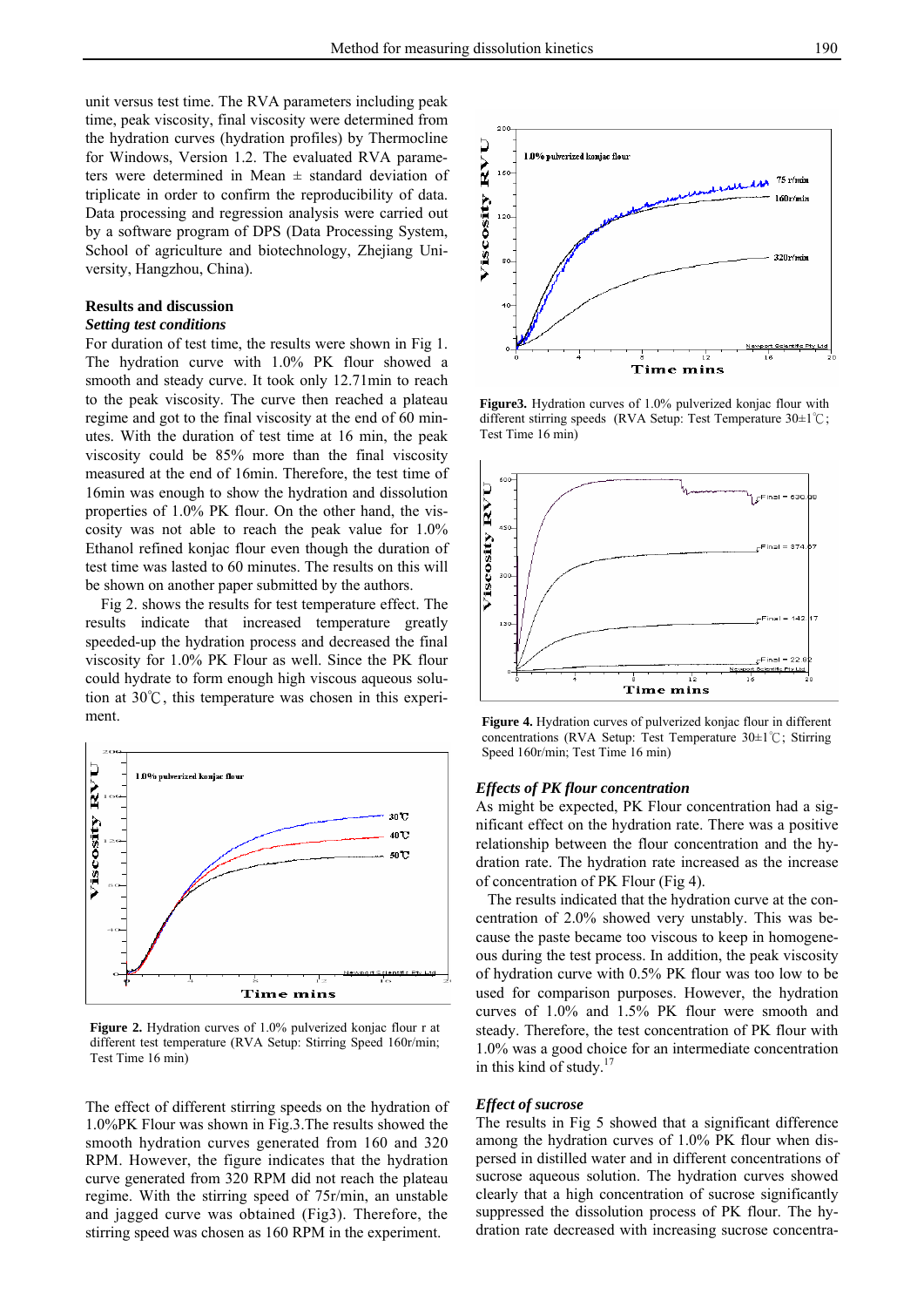unit versus test time. The RVA parameters including peak time, peak viscosity, final viscosity were determined from the hydration curves (hydration profiles) by Thermocline for Windows, Version 1.2. The evaluated RVA parameters were determined in Mean ± standard deviation of triplicate in order to confirm the reproducibility of data. Data processing and regression analysis were carried out by a software program of DPS (Data Processing System, School of agriculture and biotechnology, Zhejiang University, Hangzhou, China).

## Results and discussion

### *Setting test conditions*

For duration of test time, the results were shown in Fig 1. The hydration curve with 1.0% PK flour showed a smooth and steady curve. It took only 12.71min to reach to the peak viscosity. The curve then reached a plateau regime and got to the final viscosity at the end of 60 minutes. With the duration of test time at 16 min, the peak viscosity could be 85% more than the final viscosity measured at the end of 16min. Therefore, the test time of 16min was enough to show the hydration and dissolution properties of 1.0% PK flour. On the other hand, the viscosity was not able to reach the peak value for 1.0% Ethanol refined konjac flour even though the duration of test time was lasted to 60 minutes. The results on this will be shown on another paper submitted by the authors.

Fig 2. shows the results for test temperature effect. The results indicate that increased temperature greatly speeded-up the hydration process and decreased the final viscosity for 1.0% PK Flour as well. Since the PK flour could hydrate to form enough high viscous aqueous solution at 30℃, this temperature was chosen in this experiment.

**Figure 2.** Hydration curves of 1.0% pulverized konjac flour r at different test temperature (RVA Setup: Stirring Speed 160r/min; Test Time 16 min)

The effect of different stirring speeds on the hydration of 1.0%PK Flour was shown in Fig.3.The results showed the smooth hydration curves generated from 160 and 320 RPM. However, the figure indicates that the hydration curve generated from 320 RPM did not reach the plateau regime. With the stirring speed of 75r/min, an unstable and jagged curve was obtained (Fig3). Therefore, the stirring speed was chosen as 160 RPM in the experiment.

**Figure3.** Hydration curves of 1.0% pulverized konjac flour with different stirring speeds (RVA Setup: Test Temperature 30±1℃; Test Time 16 min)

**Figure 4.** Hydration curves of pulverized konjac flour in different concentrations (RVA Setup: Test Temperature 30±1℃; Stirring Speed 160r/min; Test Time 16 min)

### *Effects of PK flour concentration*

As might be expected, PK Flour concentration had a significant effect on the hydration rate. There was a positive relationship between the flour concentration and the hydration rate. The hydration rate increased as the increase of concentration of PK Flour (Fig 4).

The results indicated that the hydration curve at the concentration of 2.0% showed very unstably. This was because the paste became too viscous to keep in homogeneous during the test process. In addition, the peak viscosity of hydration curve with 0.5% PK flour was too low to be used for comparison purposes. However, the hydration curves of 1.0% and 1.5% PK flour were smooth and steady. Therefore, the test concentration of PK flour with 1.0% was a good choice for an intermediate concentration in this kind of study.[17]

### *Effect of sucrose*

The results in Fig 5 showed that a significant difference among the hydration curves of 1.0% PK flour when dispersed in distilled water and in different concentrations of sucrose aqueous solution. The hydration curves showed clearly that a high concentration of sucrose significantly suppressed the dissolution process of PK flour. The hydration rate decreased with increasing sucrose concentra-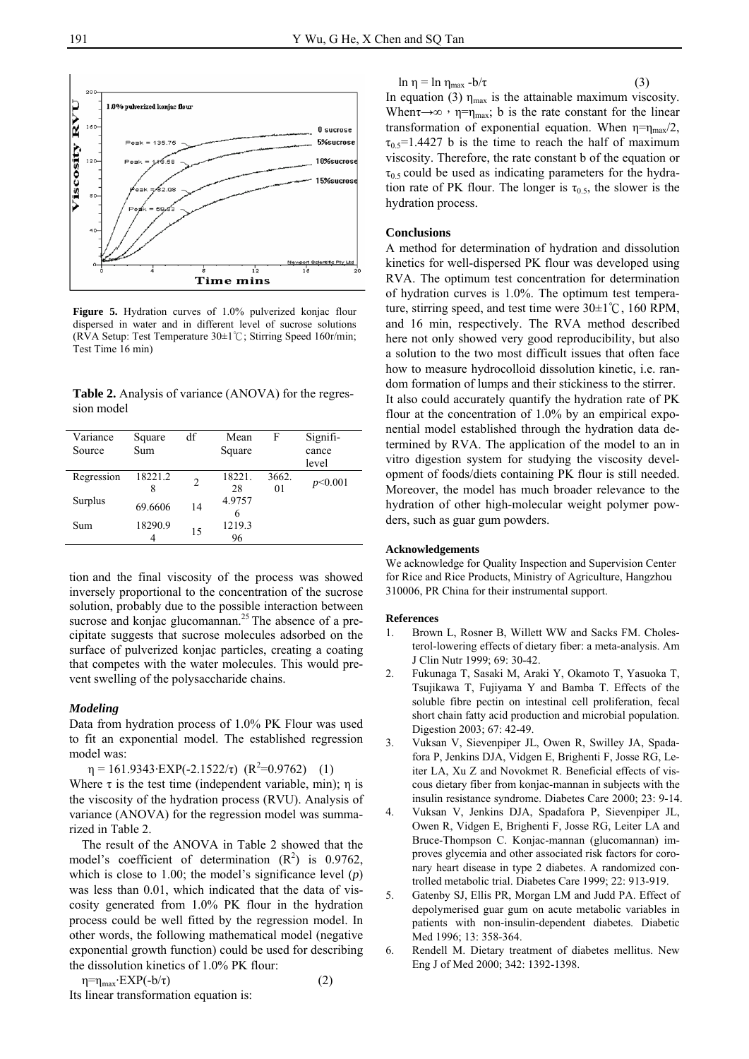Figure 5. Hydration curves of 1.0% pulverized konjac flour dispersed in water and in different level of sucrose solutions (RVA Setup: Test Temperature 30±1℃; Stirring Speed 160r/min; Test Time 16 min)

**Table 2.** Analysis of variance (ANOVA) for the regression model

| Variance Source | Square Sum | df | Mean Square | F | Significance level |
|---|---|---|---|---|---|
| Regression | 18221.28 | 2 | 18221.28 | 3662.01 | $p<0.001$ |
| Surplus | 69.6606 | 14 | 4.97576 | | |
| Sum | 18290.94 | 15 | 1219.396 | | |

tion and the final viscosity of the process was showed inversely proportional to the concentration of the sucrose solution, probably due to the possible interaction between sucrose and konjac glucomannan.[25] The absence of a precipitate suggests that sucrose molecules adsorbed on the surface of pulverized konjac particles, creating a coating that competes with the water molecules. This would prevent swelling of the polysaccharide chains.

### *Modeling*

Data from hydration process of 1.0% PK Flour was used to fit an exponential model. The established regression model was:

$$\eta = 161.9343 \cdot EXP(-2.1522/\tau) \quad (R^2=0.9762) \quad (1)$$

Where $\tau$ is the test time (independent variable, min); $\eta$ is the viscosity of the hydration process (RVU). Analysis of variance (ANOVA) for the regression model was summarized in Table 2.

The result of the ANOVA in Table 2 showed that the model's coefficient of determination ($R^2$) is 0.9762, which is close to 1.00; the model's significance level ($p$) was less than 0.01, which indicated that the data of viscosity generated from 1.0% PK flour in the hydration process could be well fitted by the regression model. In other words, the following mathematical model (negative exponential growth function) could be used for describing the dissolution kinetics of 1.0% PK flour:

$$\eta=\eta_{max} \cdot EXP(-b/\tau) \quad (2)$$

Its linear transformation equation is:

$$\ln \eta = \ln \eta_{max} - b/\tau \quad (3)$$

In equation (3) $\eta_{max}$ is the attainable maximum viscosity. When $\tau \rightarrow \infty$, $\eta=\eta_{max}$; b is the rate constant for the linear transformation of exponential equation. When $\eta=\eta_{max}/2$, $\tau_{0.5}=1.4427$ b is the time to reach the half of maximum viscosity. Therefore, the rate constant b of the equation or $\tau_{0.5}$ could be used as indicating parameters for the hydration rate of PK flour. The longer is $\tau_{0.5}$, the slower is the hydration process.

## Conclusions

A method for determination of hydration and dissolution kinetics for well-dispersed PK flour was developed using RVA. The optimum test concentration for determination of hydration curves is 1.0%. The optimum test temperature, stirring speed, and test time were 30±1℃, 160 RPM, and 16 min, respectively. The RVA method described here not only showed very good reproducibility, but also a solution to the two most difficult issues that often face how to measure hydrocolloid dissolution kinetic, i.e. random formation of lumps and their stickiness to the stirrer. It also could accurately quantify the hydration rate of PK flour at the concentration of 1.0% by an empirical exponential model established through the hydration data determined by RVA. The application of the model to an in vitro digestion system for studying the viscosity development of foods/diets containing PK flour is still needed. Moreover, the model has much broader relevance to the hydration of other high-molecular weight polymer powders, such as guar gum powders.

### Acknowledgements

We acknowledge for Quality Inspection and Supervision Center for Rice and Rice Products, Ministry of Agriculture, Hangzhou 310006, PR China for their instrumental support.

### References

1. Brown L, Rosner B, Willett WW and Sacks FM. Cholesterol-lowering effects of dietary fiber: a meta-analysis. Am J Clin Nutr 1999; 69: 30-42.
2. Fukunaga T, Sasaki M, Araki Y, Okamoto T, Yasuoka T, Tsujikawa T, Fujiyama Y and Bamba T. Effects of the soluble fibre pectin on intestinal cell proliferation, fecal short chain fatty acid production and microbial population. Digestion 2003; 67: 42-49.
3. Vuksan V, Sievenpiper JL, Owen R, Swilley JA, Spadafora P, Jenkins DJA, Vidgen E, Brighenti F, Josse RG, Leiter LA, Xu Z and Novokmet R. Beneficial effects of viscous dietary fiber from konjac-mannan in subjects with the insulin resistance syndrome. Diabetes Care 2000; 23: 9-14.
4. Vuksan V, Jenkins DJA, Spadafora P, Sievenpiper JL, Owen R, Vidgen E, Brighenti F, Josse RG, Leiter LA and Bruce-Thompson C. Konjac-mannan (glucomannan) improves glycemia and other associated risk factors for coronary heart disease in type 2 diabetes. A randomized controlled metabolic trial. Diabetes Care 1999; 22: 913-919.
5. Gatenby SJ, Ellis PR, Morgan LM and Judd PA. Effect of depolymerised guar gum on acute metabolic variables in patients with non-insulin-dependent diabetes. Diabetic Med 1996; 13: 358-364.
6. Rendell M. Dietary treatment of diabetes mellitus. New Eng J of Med 2000; 342: 1392-1398.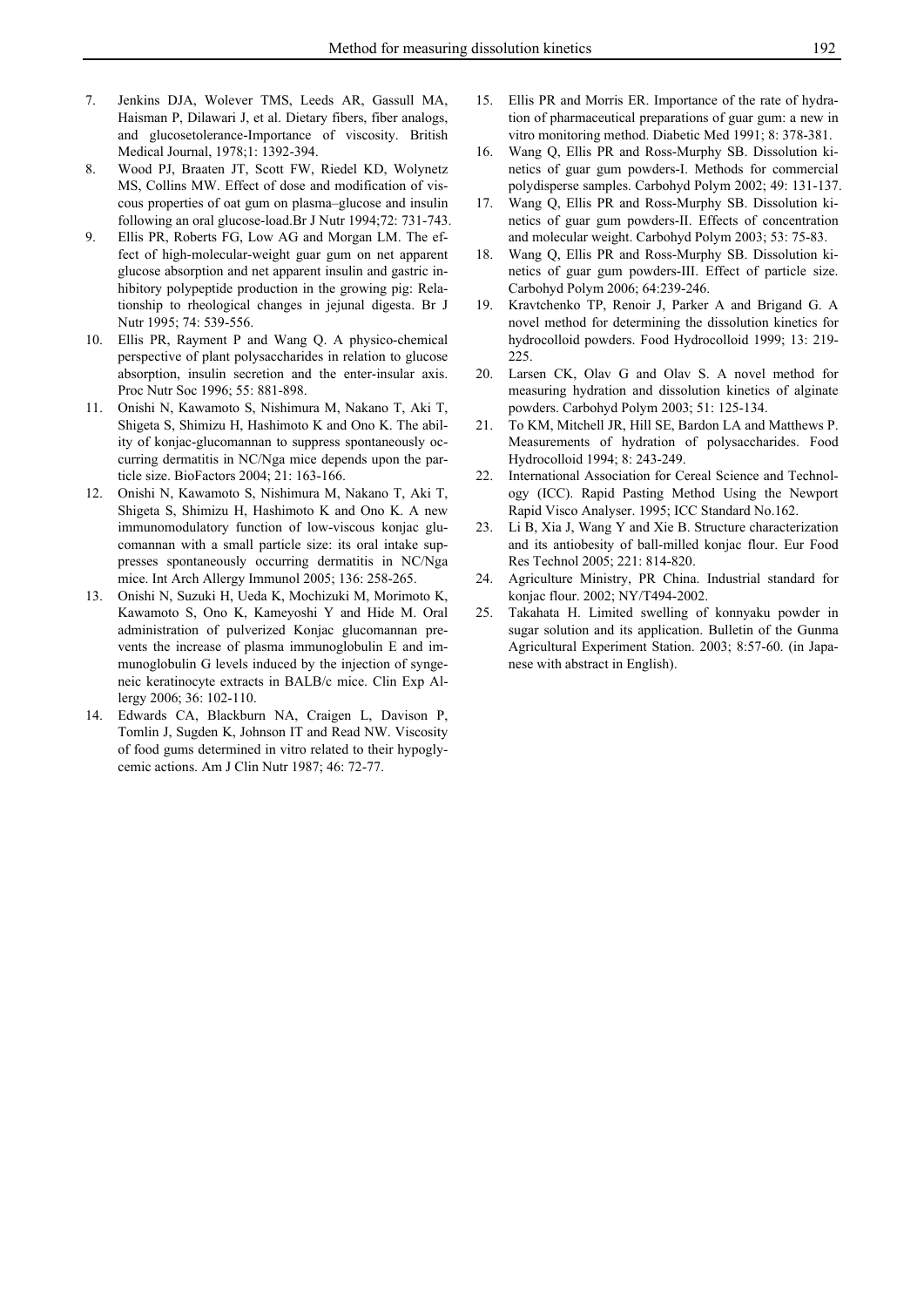7. Jenkins DJA, Wolever TMS, Leeds AR, Gassull MA, Haisman P, Dilawari J, et al. Dietary fibers, fiber analogs, and glucosetolerance-Importance of viscosity. British Medical Journal, 1978;1: 1392-394.
8. Wood PJ, Braaten JT, Scott FW, Riedel KD, Wolynetz MS, Collins MW. Effect of dose and modification of viscous properties of oat gum on plasma–glucose and insulin following an oral glucose-load.Br J Nutr 1994;72: 731-743.
9. Ellis PR, Roberts FG, Low AG and Morgan LM. The effect of high-molecular-weight guar gum on net apparent glucose absorption and net apparent insulin and gastric inhibitory polypeptide production in the growing pig: Relationship to rheological changes in jejunal digesta. Br J Nutr 1995; 74: 539-556.
10. Ellis PR, Rayment P and Wang Q. A physico-chemical perspective of plant polysaccharides in relation to glucose absorption, insulin secretion and the enter-insular axis. Proc Nutr Soc 1996; 55: 881-898.
11. Onishi N, Kawamoto S, Nishimura M, Nakano T, Aki T, Shigeta S, Shimizu H, Hashimoto K and Ono K. The ability of konjac-glucomannan to suppress spontaneously occurring dermatitis in NC/Nga mice depends upon the particle size. BioFactors 2004; 21: 163-166.
12. Onishi N, Kawamoto S, Nishimura M, Nakano T, Aki T, Shigeta S, Shimizu H, Hashimoto K and Ono K. A new immunomodulatory function of low-viscous konjac glucomannan with a small particle size: its oral intake suppresses spontaneously occurring dermatitis in NC/Nga mice. Int Arch Allergy Immunol 2005; 136: 258-265.
13. Onishi N, Suzuki H, Ueda K, Mochizuki M, Morimoto K, Kawamoto S, Ono K, Kameyoshi Y and Hide M. Oral administration of pulverized Konjac glucomannan prevents the increase of plasma immunoglobulin E and immunoglobulin G levels induced by the injection of syngeneic keratinocyte extracts in BALB/c mice. Clin Exp Allergy 2006; 36: 102-110.
14. Edwards CA, Blackburn NA, Craigen L, Davison P, Tomlin J, Sugden K, Johnson IT and Read NW. Viscosity of food gums determined in vitro related to their hypoglycemic actions. Am J Clin Nutr 1987; 46: 72-77.
15. Ellis PR and Morris ER. Importance of the rate of hydration of pharmaceutical preparations of guar gum: a new in vitro monitoring method. Diabetic Med 1991; 8: 378-381.
16. Wang Q, Ellis PR and Ross-Murphy SB. Dissolution kinetics of guar gum powders-I. Methods for commercial polydisperse samples. Carbohyd Polym 2002; 49: 131-137.
17. Wang Q, Ellis PR and Ross-Murphy SB. Dissolution kinetics of guar gum powders-II. Effects of concentration and molecular weight. Carbohyd Polym 2003; 53: 75-83.
18. Wang Q, Ellis PR and Ross-Murphy SB. Dissolution kinetics of guar gum powders-III. Effect of particle size. Carbohyd Polym 2006; 64:239-246.
19. Kravtchenko TP, Renoir J, Parker A and Brigand G. A novel method for determining the dissolution kinetics for hydrocolloid powders. Food Hydrocolloid 1999; 13: 219-225.
20. Larsen CK, Olav G and Olav S. A novel method for measuring hydration and dissolution kinetics of alginate powders. Carbohyd Polym 2003; 51: 125-134.
21. To KM, Mitchell JR, Hill SE, Bardon LA and Matthews P. Measurements of hydration of polysaccharides. Food Hydrocolloid 1994; 8: 243-249.
22. International Association for Cereal Science and Technology (ICC). Rapid Pasting Method Using the Newport Rapid Visco Analyser. 1995; ICC Standard No.162.
23. Li B, Xia J, Wang Y and Xie B. Structure characterization and its antiobesity of ball-milled konjac flour. Eur Food Res Technol 2005; 221: 814-820.
24. Agriculture Ministry, PR China. Industrial standard for konjac flour. 2002; NY/T494-2002.
25. Takahata H. Limited swelling of konnyaku powder in sugar solution and its application. Bulletin of the Gunma Agricultural Experiment Station. 2003; 8:57-60. (in Japanese with abstract in English).